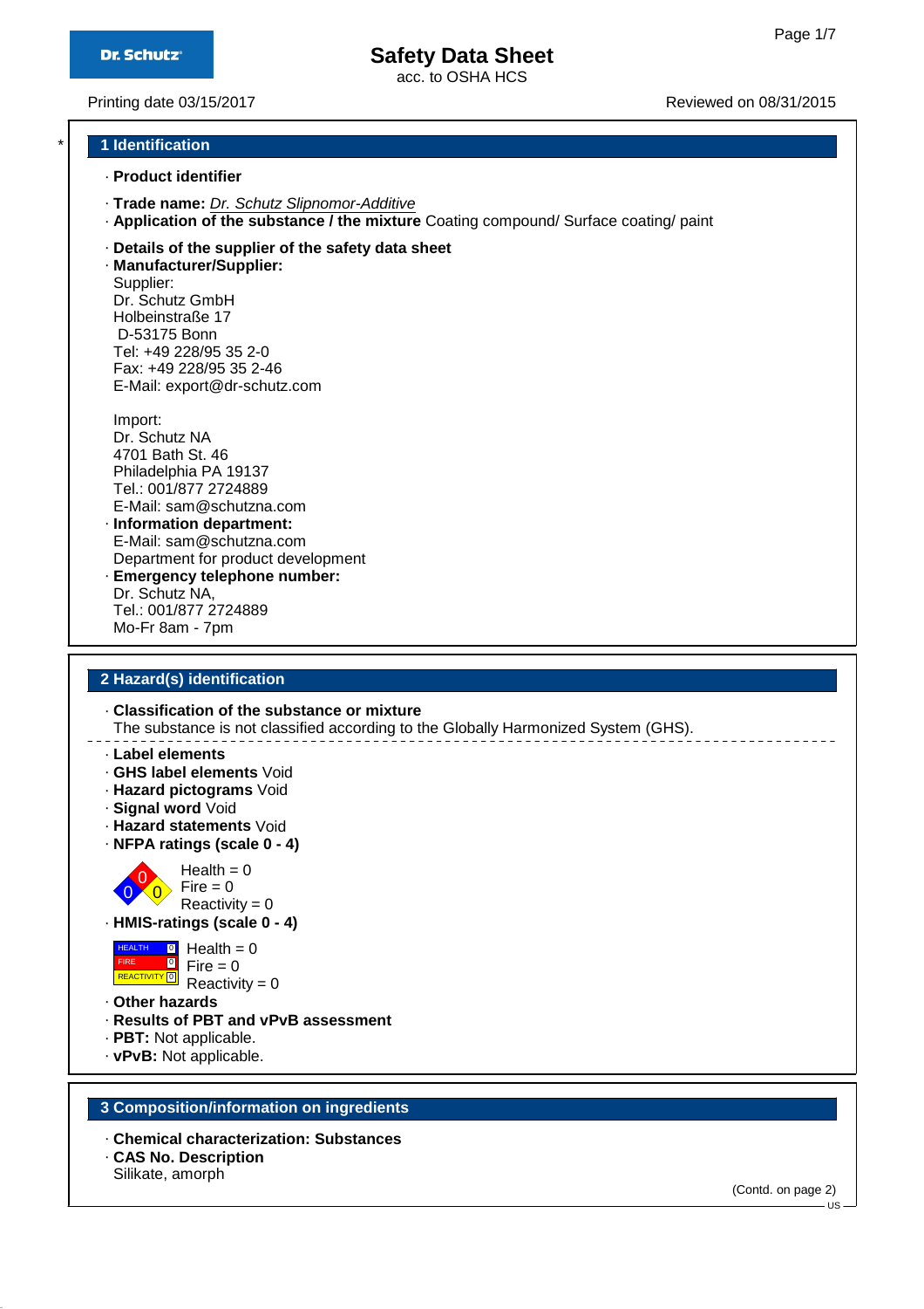Dr. Schutz

# Safety Data Sheet

acc. to OSHA HCS

Printing date 03/15/2017 Reviewed on 08/31/2015

## 1 Identification

· **Product identifier**

· **Trade name:** *Dr. Schutz Slipnomor-Additive*

· **Application of the substance / the mixture** Coating compound/ Surface coating/ paint

· **Details of the supplier of the safety data sheet**

· **Manufacturer/Supplier:**

Supplier:
Dr. Schutz GmbH
Holbeinstraße 17
D-53175 Bonn
Tel: +49 228/95 35 2-0
Fax: +49 228/95 35 2-46
E-Mail: export@dr-schutz.com

Import:
Dr. Schutz NA
4701 Bath St. 46
Philadelphia PA 19137
Tel.: 001/877 2724889
E-Mail: sam@schutzna.com

· **Information department:**
E-Mail: sam@schutzna.com
Department for product development

· **Emergency telephone number:**
Dr. Schutz NA,
Tel.: 001/877 2724889
Mo-Fr 8am - 7pm

## 2 Hazard(s) identification

· **Classification of the substance or mixture**
The substance is not classified according to the Globally Harmonized System (GHS).

· **Label elements**
· **GHS label elements** Void
· **Hazard pictograms** Void
· **Signal word** Void
· **Hazard statements** Void
· **NFPA ratings (scale 0 - 4)**

Health = 0
Fire = 0
Reactivity = 0

· **HMIS-ratings (scale 0 - 4)**

Health = 0
Fire = 0
Reactivity = 0

· **Other hazards**
· **Results of PBT and vPvB assessment**
· **PBT:** Not applicable.
· **vPvB:** Not applicable.

## 3 Composition/information on ingredients

· **Chemical characterization: Substances**
· **CAS No. Description**
Silikate, amorph

(Contd. on page 2)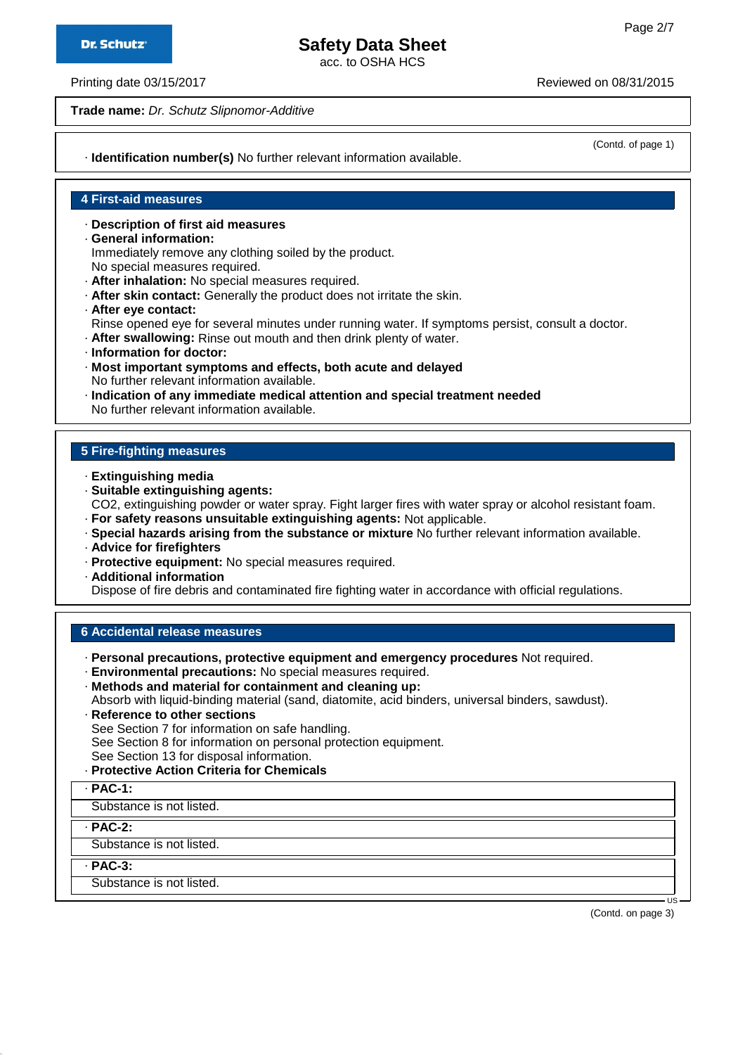**Trade name:** *Dr. Schutz Slipnomor-Additive*

(Contd. of page 1)

· **Identification number(s)** No further relevant information available.

## 4 First-aid measures

· **Description of first aid measures**
· **General information:**
Immediately remove any clothing soiled by the product.
No special measures required.
· **After inhalation:** No special measures required.
· **After skin contact:** Generally the product does not irritate the skin.
· **After eye contact:**
Rinse opened eye for several minutes under running water. If symptoms persist, consult a doctor.
· **After swallowing:** Rinse out mouth and then drink plenty of water.
· **Information for doctor:**
· **Most important symptoms and effects, both acute and delayed**
No further relevant information available.
· **Indication of any immediate medical attention and special treatment needed**
No further relevant information available.

## 5 Fire-fighting measures

· **Extinguishing media**
· **Suitable extinguishing agents:**
$CO_2$, extinguishing powder or water spray. Fight larger fires with water spray or alcohol resistant foam.
· **For safety reasons unsuitable extinguishing agents:** Not applicable.
· **Special hazards arising from the substance or mixture** No further relevant information available.
· **Advice for firefighters**
· **Protective equipment:** No special measures required.
· **Additional information**
Dispose of fire debris and contaminated fire fighting water in accordance with official regulations.

## 6 Accidental release measures

· **Personal precautions, protective equipment and emergency procedures** Not required.
· **Environmental precautions:** No special measures required.
· **Methods and material for containment and cleaning up:**
Absorb with liquid-binding material (sand, diatomite, acid binders, universal binders, sawdust).
· **Reference to other sections**
See Section 7 for information on safe handling.
See Section 8 for information on personal protection equipment.
See Section 13 for disposal information.
· **Protective Action Criteria for Chemicals**

· **PAC-1:**
Substance is not listed.

· **PAC-2:**
Substance is not listed.

· **PAC-3:**
Substance is not listed.

(Contd. on page 3)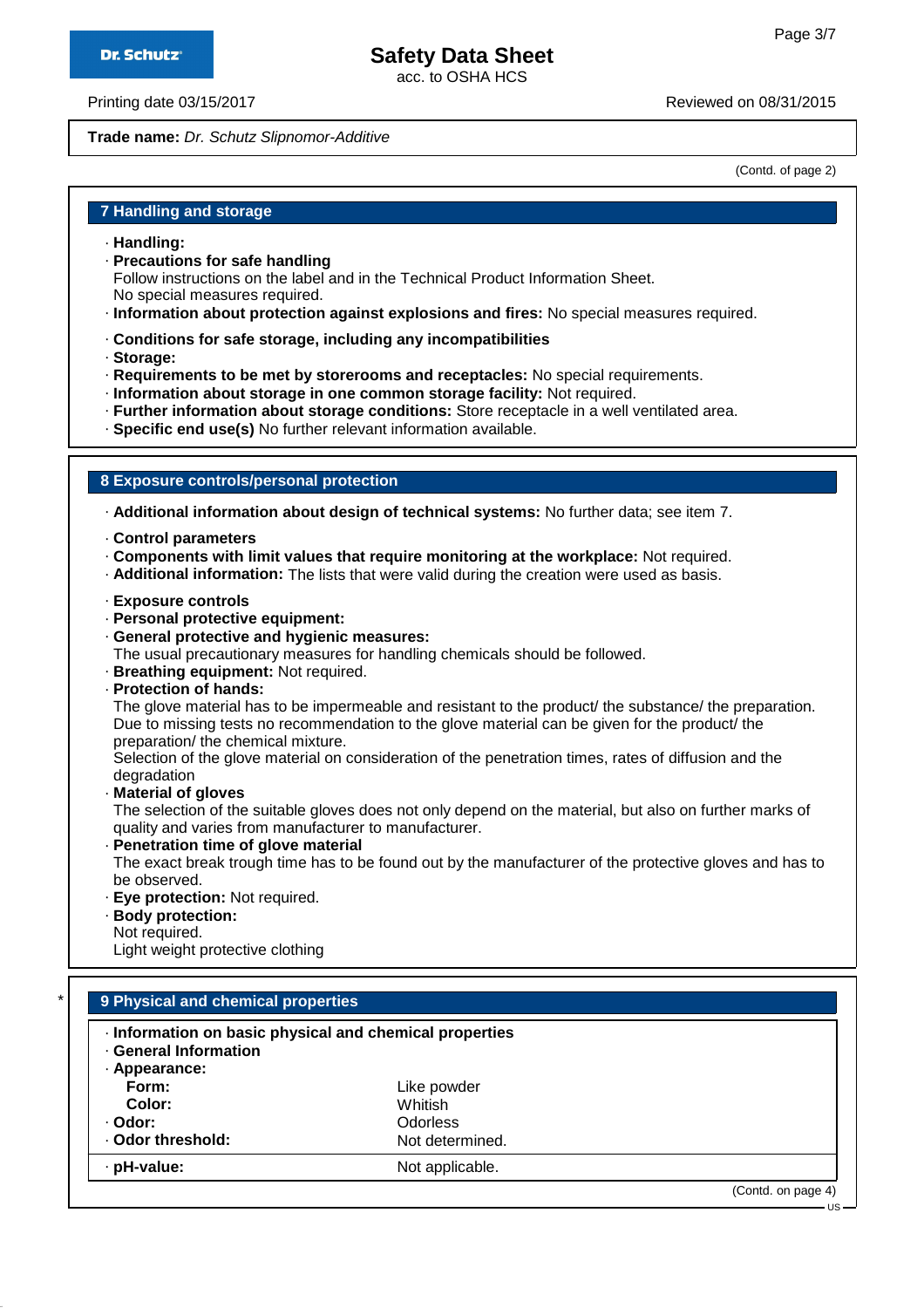**Trade name:** *Dr. Schutz Slipnomor-Additive*

(Contd. of page 2)

## 7 Handling and storage

- **Handling:**
- **Precautions for safe handling**
  Follow instructions on the label and in the Technical Product Information Sheet.
  No special measures required.
- **Information about protection against explosions and fires:** No special measures required.

- **Conditions for safe storage, including any incompatibilities**
- **Storage:**
- **Requirements to be met by storerooms and receptacles:** No special requirements.
- **Information about storage in one common storage facility:** Not required.
- **Further information about storage conditions:** Store receptacle in a well ventilated area.
- **Specific end use(s)** No further relevant information available.

## 8 Exposure controls/personal protection

- **Additional information about design of technical systems:** No further data; see item 7.

- **Control parameters**
- **Components with limit values that require monitoring at the workplace:** Not required.
- **Additional information:** The lists that were valid during the creation were used as basis.

- **Exposure controls**
- **Personal protective equipment:**
- **General protective and hygienic measures:**
  The usual precautionary measures for handling chemicals should be followed.
- **Breathing equipment:** Not required.
- **Protection of hands:**
  The glove material has to be impermeable and resistant to the product/ the substance/ the preparation.
  Due to missing tests no recommendation to the glove material can be given for the product/ the preparation/ the chemical mixture.
  Selection of the glove material on consideration of the penetration times, rates of diffusion and the degradation
- **Material of gloves**
  The selection of the suitable gloves does not only depend on the material, but also on further marks of quality and varies from manufacturer to manufacturer.
- **Penetration time of glove material**
  The exact break trough time has to be found out by the manufacturer of the protective gloves and has to be observed.
- **Eye protection:** Not required.
- **Body protection:**
  Not required.
  Light weight protective clothing

\* 

## 9 Physical and chemical properties

- **Information on basic physical and chemical properties**
- **General Information**
- **Appearance:**

| | |
|---|---|
| **Form:** | Like powder |
| **Color:** | Whitish |
| **· Odor:** | Odorless |
| **· Odor threshold:** | Not determined. |
| **· pH-value:** | Not applicable. |

(Contd. on page 4)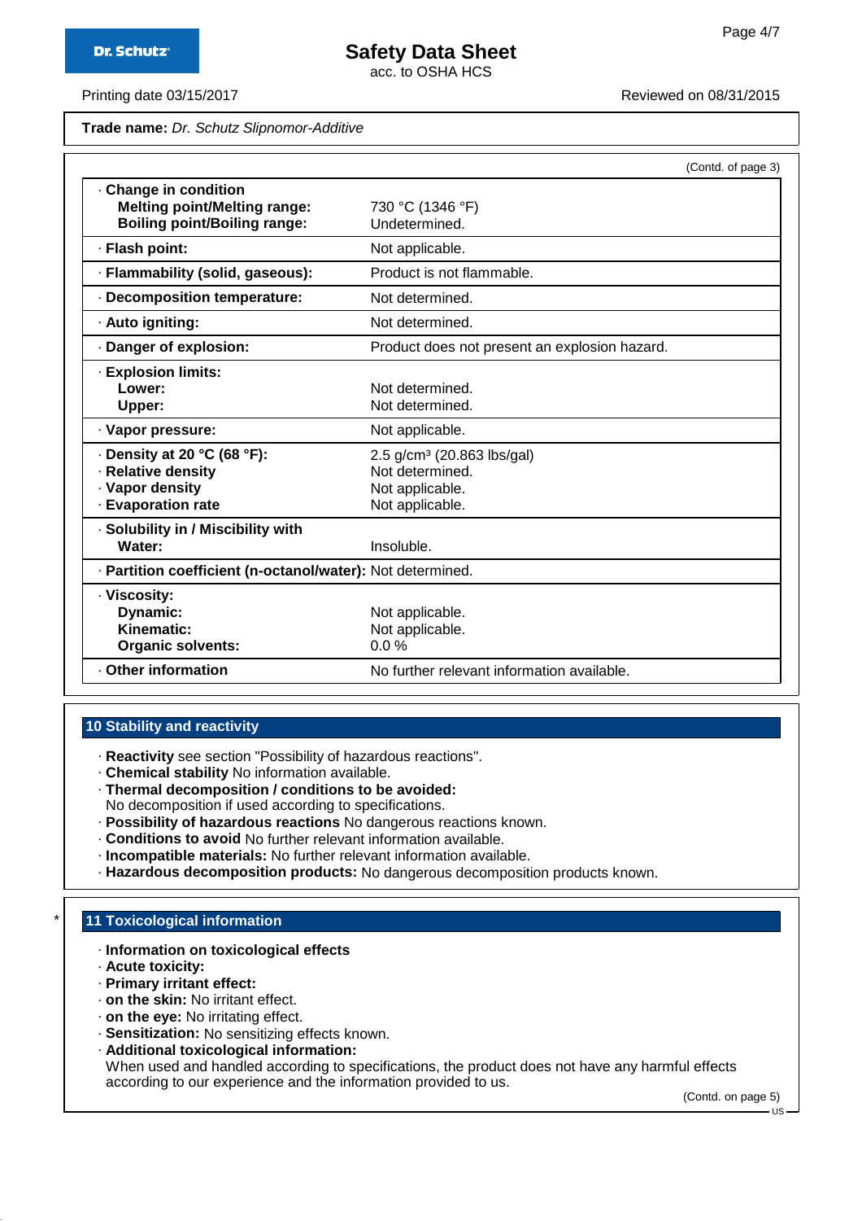**Trade name:** *Dr. Schutz Slipnomor-Additive*

(Contd. of page 3)

| | |
|---|---|
| · **Change in condition** | |
| **Melting point/Melting range:** | 730 °C (1346 °F) |
| **Boiling point/Boiling range:** | Undetermined. |
| · **Flash point:** | Not applicable. |
| · **Flammability (solid, gaseous):** | Product is not flammable. |
| · **Decomposition temperature:** | Not determined. |
| · **Auto igniting:** | Not determined. |
| · **Danger of explosion:** | Product does not present an explosion hazard. |
| · **Explosion limits:** | |
| **Lower:** | Not determined. |
| **Upper:** | Not determined. |
| · **Vapor pressure:** | Not applicable. |
| · **Density at 20 °C (68 °F):** | 2.5 g/cm³ (20.863 lbs/gal) |
| · **Relative density** | Not determined. |
| · **Vapor density** | Not applicable. |
| · **Evaporation rate** | Not applicable. |
| · **Solubility in / Miscibility with** | |
| **Water:** | Insoluble. |
| · **Partition coefficient (n-octanol/water):** | Not determined. |
| · **Viscosity:** | |
| **Dynamic:** | Not applicable. |
| **Kinematic:** | Not applicable. |
| **Organic solvents:** | 0.0 % |
| · **Other information** | No further relevant information available. |

## 10 Stability and reactivity

- · **Reactivity** see section "Possibility of hazardous reactions".
- · **Chemical stability** No information available.
- · **Thermal decomposition / conditions to be avoided:**
  No decomposition if used according to specifications.
- · **Possibility of hazardous reactions** No dangerous reactions known.
- · **Conditions to avoid** No further relevant information available.
- · **Incompatible materials:** No further relevant information available.
- · **Hazardous decomposition products:** No dangerous decomposition products known.

## * 11 Toxicological information

- · **Information on toxicological effects**
- · **Acute toxicity:**
- · **Primary irritant effect:**
- · **on the skin:** No irritant effect.
- · **on the eye:** No irritating effect.
- · **Sensitization:** No sensitizing effects known.
- · **Additional toxicological information:**
  When used and handled according to specifications, the product does not have any harmful effects according to our experience and the information provided to us.

(Contd. on page 5)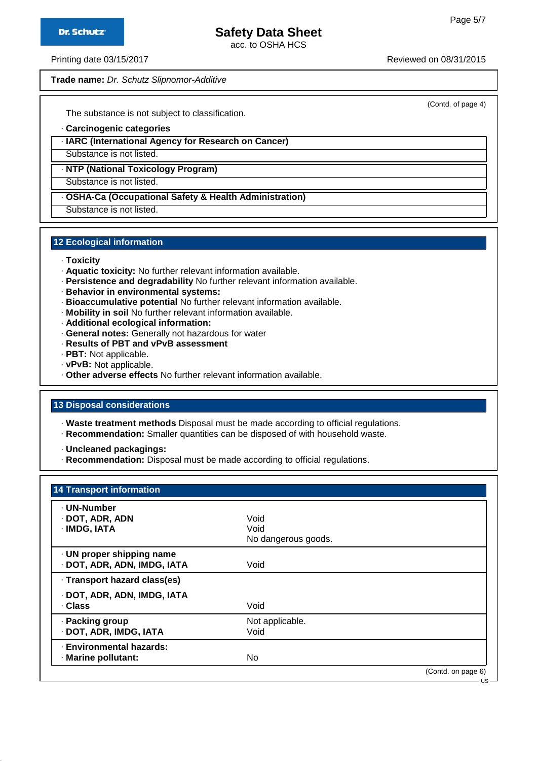**Trade name:** *Dr. Schutz Slipnomor-Additive*

(Contd. of page 4)

The substance is not subject to classification.

· **Carcinogenic categories**

· **IARC (International Agency for Research on Cancer)**

Substance is not listed.

· **NTP (National Toxicology Program)**

Substance is not listed.

· **OSHA-Ca (Occupational Safety & Health Administration)**

Substance is not listed.

## 12 Ecological information

· **Toxicity**
· **Aquatic toxicity:** No further relevant information available.
· **Persistence and degradability** No further relevant information available.
· **Behavior in environmental systems:**
· **Bioaccumulative potential** No further relevant information available.
· **Mobility in soil** No further relevant information available.
· **Additional ecological information:**
· **General notes:** Generally not hazardous for water
· **Results of PBT and vPvB assessment**
· **PBT:** Not applicable.
· **vPvB:** Not applicable.
· **Other adverse effects** No further relevant information available.

## 13 Disposal considerations

· **Waste treatment methods** Disposal must be made according to official regulations.
· **Recommendation:** Smaller quantities can be disposed of with household waste.

· **Uncleaned packagings:**
· **Recommendation:** Disposal must be made according to official regulations.

## 14 Transport information

| | |
|---|---|
| · **UN-Number** | |
| · **DOT, ADR, ADN** | Void |
| · **IMDG, IATA** | Void |
| | No dangerous goods. |
| · **UN proper shipping name** | |
| · **DOT, ADR, ADN, IMDG, IATA** | Void |
| · **Transport hazard class(es)** | |
| · **DOT, ADR, ADN, IMDG, IATA** | |
| · **Class** | Void |
| · **Packing group** | Not applicable. |
| · **DOT, ADR, IMDG, IATA** | Void |
| · **Environmental hazards:** | |
| · **Marine pollutant:** | No |

(Contd. on page 6)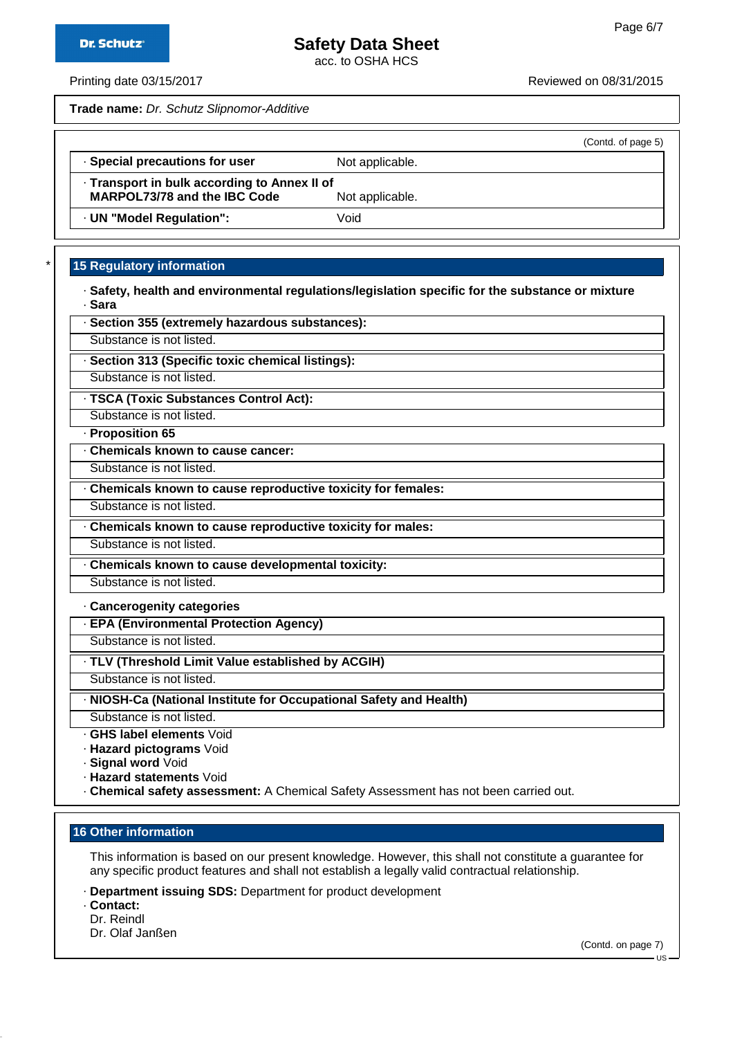**Trade name:** *Dr. Schutz Slipnomor-Additive*

(Contd. of page 5)

| | |
|---|---|
| · **Special precautions for user** | Not applicable. |
| · **Transport in bulk according to Annex II of MARPOL73/78 and the IBC Code** | Not applicable. |
| · **UN "Model Regulation":** | Void |

## 15 Regulatory information

· **Safety, health and environmental regulations/legislation specific for the substance or mixture**
· **Sara**

· **Section 355 (extremely hazardous substances):**
Substance is not listed.

· **Section 313 (Specific toxic chemical listings):**
Substance is not listed.

· **TSCA (Toxic Substances Control Act):**
Substance is not listed.

· **Proposition 65**

· **Chemicals known to cause cancer:**
Substance is not listed.

· **Chemicals known to cause reproductive toxicity for females:**
Substance is not listed.

· **Chemicals known to cause reproductive toxicity for males:**
Substance is not listed.

· **Chemicals known to cause developmental toxicity:**
Substance is not listed.

· **Cancerogenity categories**

· **EPA (Environmental Protection Agency)**
Substance is not listed.

· **TLV (Threshold Limit Value established by ACGIH)**
Substance is not listed.

· **NIOSH-Ca (National Institute for Occupational Safety and Health)**
Substance is not listed.

· **GHS label elements** Void
· **Hazard pictograms** Void
· **Signal word** Void
· **Hazard statements** Void
· **Chemical safety assessment:** A Chemical Safety Assessment has not been carried out.

## 16 Other information

This information is based on our present knowledge. However, this shall not constitute a guarantee for any specific product features and shall not establish a legally valid contractual relationship.

· **Department issuing SDS:** Department for product development
· **Contact:**
Dr. Reindl
Dr. Olaf Janßen

(Contd. on page 7)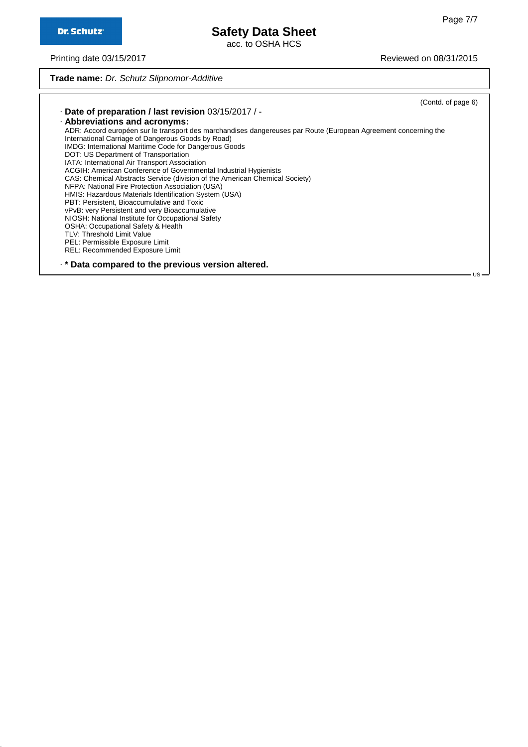**Trade name:** *Dr. Schutz Slipnomor-Additive*

(Contd. of page 6)

· **Date of preparation / last revision** 03/15/2017 / -

· **Abbreviations and acronyms:**

ADR: Accord européen sur le transport des marchandises dangereuses par Route (European Agreement concerning the International Carriage of Dangerous Goods by Road)
IMDG: International Maritime Code for Dangerous Goods
DOT: US Department of Transportation
IATA: International Air Transport Association
ACGIH: American Conference of Governmental Industrial Hygienists
CAS: Chemical Abstracts Service (division of the American Chemical Society)
NFPA: National Fire Protection Association (USA)
HMIS: Hazardous Materials Identification System (USA)
PBT: Persistent, Bioaccumulative and Toxic
vPvB: very Persistent and very Bioaccumulative
NIOSH: National Institute for Occupational Safety
OSHA: Occupational Safety & Health
TLV: Threshold Limit Value
PEL: Permissible Exposure Limit
REL: Recommended Exposure Limit

· **\* Data compared to the previous version altered.**